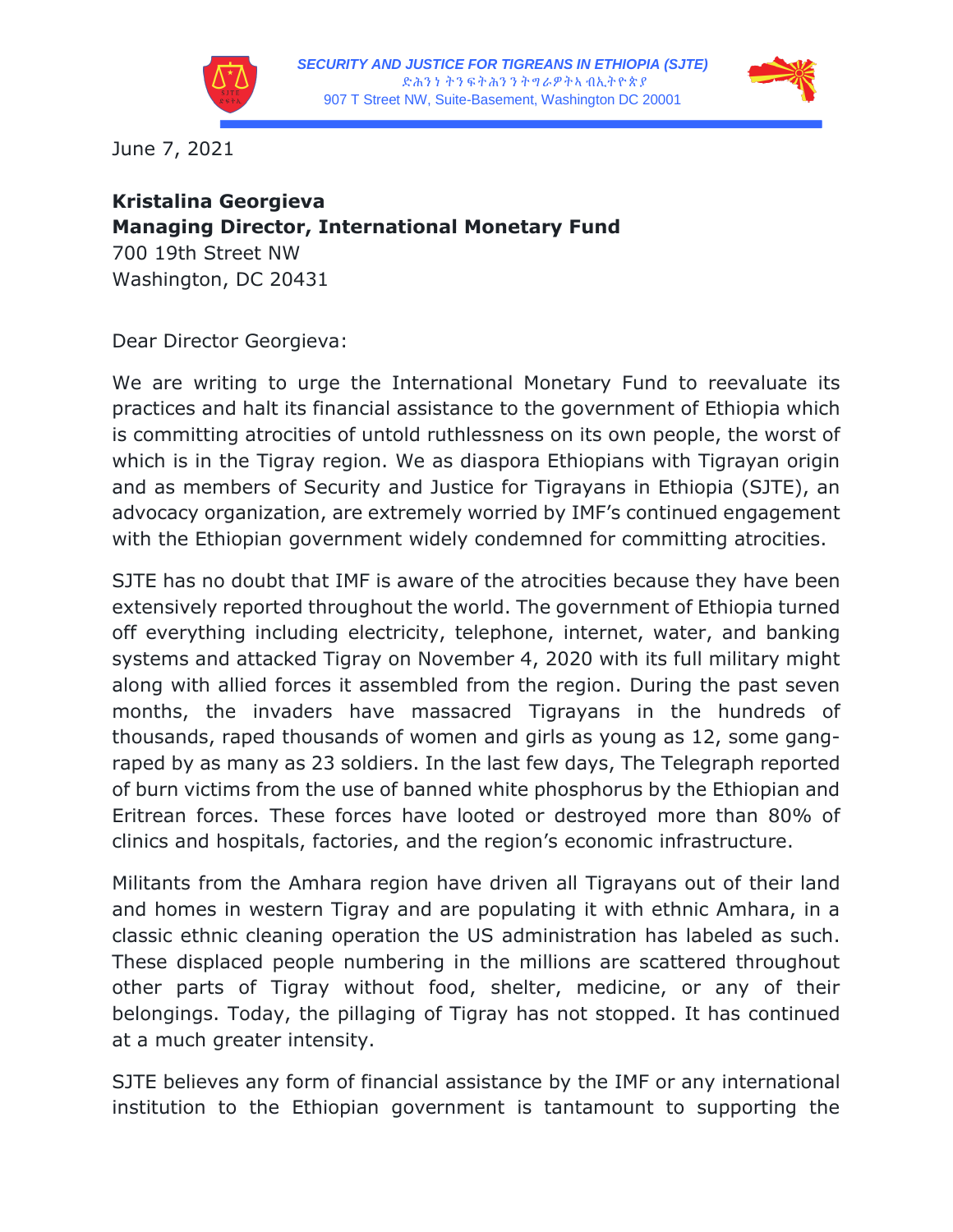**SECURITY AND JUSTICE FOR TIGREANS IN ETHIOPIA (SJTE)**
ድሕንነ ትንፍትሕንን ትግራዎትኣ ብኢትዮጵያ
907 T Street NW, Suite-Basement, Washington DC 20001

June 7, 2021

**Kristalina Georgieva**
**Managing Director, International Monetary Fund**
700 19th Street NW
Washington, DC 20431

Dear Director Georgieva:

We are writing to urge the International Monetary Fund to reevaluate its practices and halt its financial assistance to the government of Ethiopia which is committing atrocities of untold ruthlessness on its own people, the worst of which is in the Tigray region. We as diaspora Ethiopians with Tigrayan origin and as members of Security and Justice for Tigrayans in Ethiopia (SJTE), an advocacy organization, are extremely worried by IMF's continued engagement with the Ethiopian government widely condemned for committing atrocities.

SJTE has no doubt that IMF is aware of the atrocities because they have been extensively reported throughout the world. The government of Ethiopia turned off everything including electricity, telephone, internet, water, and banking systems and attacked Tigray on November 4, 2020 with its full military might along with allied forces it assembled from the region. During the past seven months, the invaders have massacred Tigrayans in the hundreds of thousands, raped thousands of women and girls as young as 12, some gang-raped by as many as 23 soldiers. In the last few days, The Telegraph reported of burn victims from the use of banned white phosphorus by the Ethiopian and Eritrean forces. These forces have looted or destroyed more than 80% of clinics and hospitals, factories, and the region's economic infrastructure.

Militants from the Amhara region have driven all Tigrayans out of their land and homes in western Tigray and are populating it with ethnic Amhara, in a classic ethnic cleaning operation the US administration has labeled as such. These displaced people numbering in the millions are scattered throughout other parts of Tigray without food, shelter, medicine, or any of their belongings. Today, the pillaging of Tigray has not stopped. It has continued at a much greater intensity.

SJTE believes any form of financial assistance by the IMF or any international institution to the Ethiopian government is tantamount to supporting the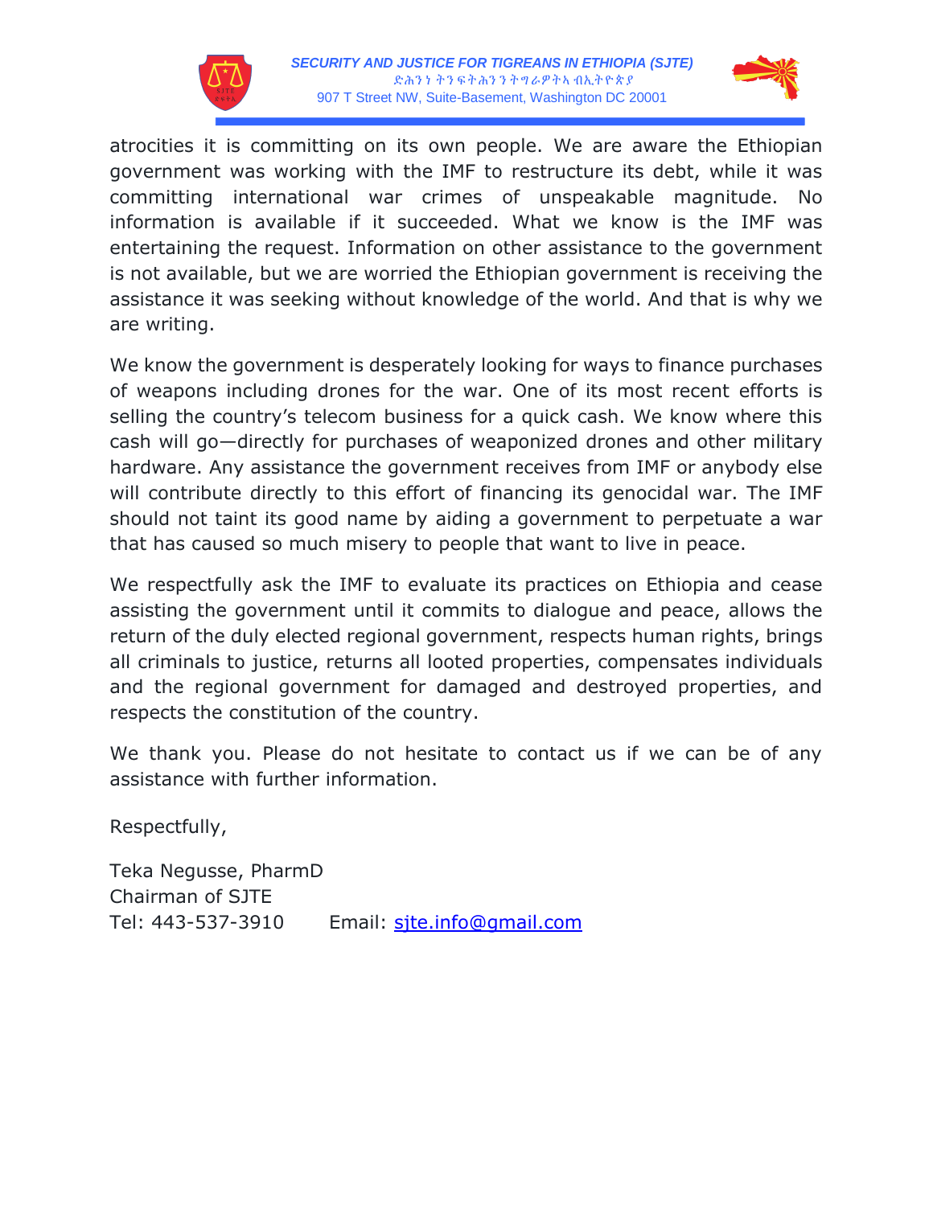atrocities it is committing on its own people. We are aware the Ethiopian government was working with the IMF to restructure its debt, while it was committing international war crimes of unspeakable magnitude. No information is available if it succeeded. What we know is the IMF was entertaining the request. Information on other assistance to the government is not available, but we are worried the Ethiopian government is receiving the assistance it was seeking without knowledge of the world. And that is why we are writing.

We know the government is desperately looking for ways to finance purchases of weapons including drones for the war. One of its most recent efforts is selling the country's telecom business for a quick cash. We know where this cash will go—directly for purchases of weaponized drones and other military hardware. Any assistance the government receives from IMF or anybody else will contribute directly to this effort of financing its genocidal war. The IMF should not taint its good name by aiding a government to perpetuate a war that has caused so much misery to people that want to live in peace.

We respectfully ask the IMF to evaluate its practices on Ethiopia and cease assisting the government until it commits to dialogue and peace, allows the return of the duly elected regional government, respects human rights, brings all criminals to justice, returns all looted properties, compensates individuals and the regional government for damaged and destroyed properties, and respects the constitution of the country.

We thank you. Please do not hesitate to contact us if we can be of any assistance with further information.

Respectfully,

Teka Negusse, PharmD
Chairman of SJTE
Tel: 443-537-3910 Email: sjte.info@gmail.com